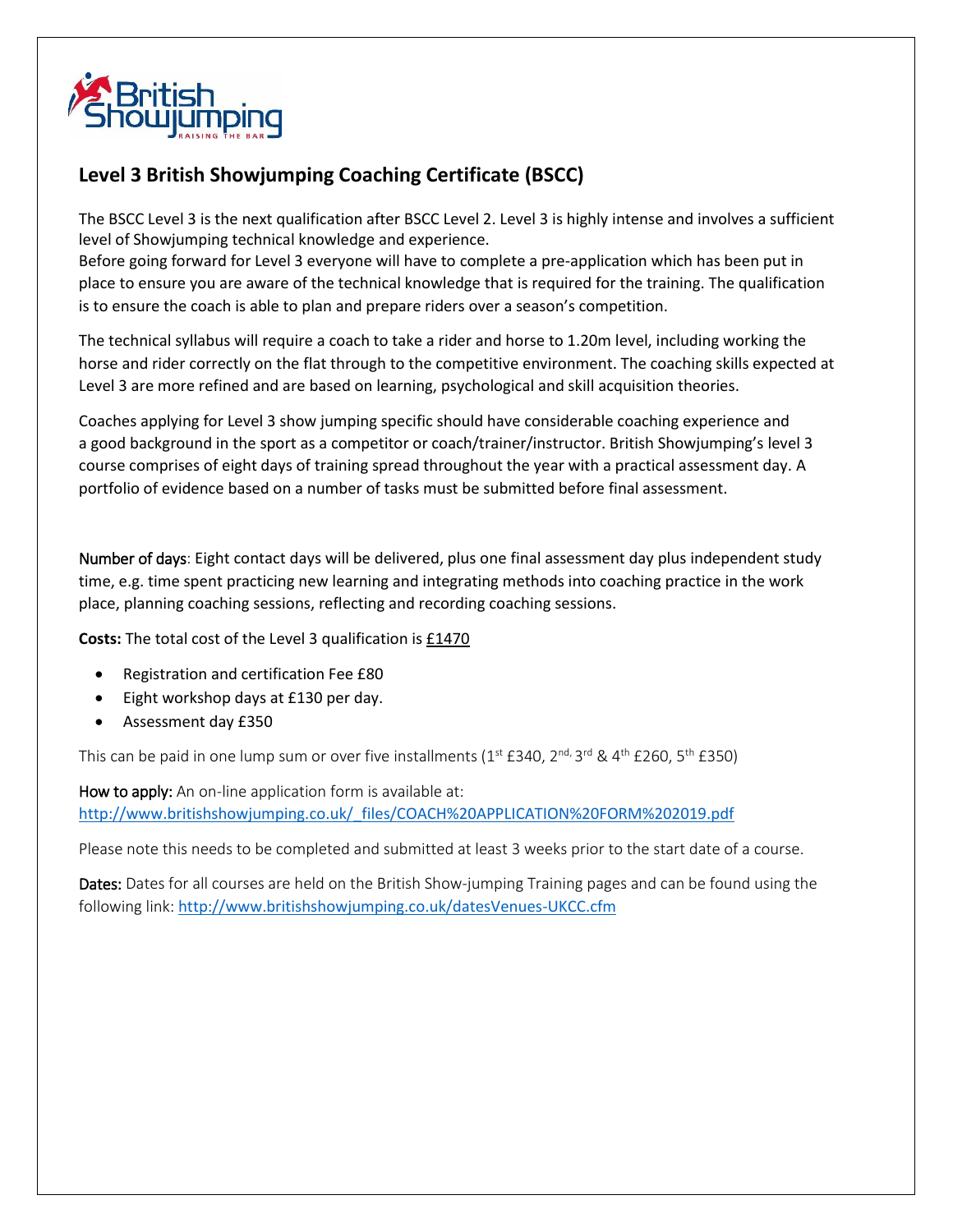## Level 3 British Showjumping Coaching Certificate (BSCC)

The BSCC Level 3 is the next qualification after BSCC Level 2. Level 3 is highly intense and involves a sufficient level of Showjumping technical knowledge and experience.
Before going forward for Level 3 everyone will have to complete a pre-application which has been put in place to ensure you are aware of the technical knowledge that is required for the training. The qualification is to ensure the coach is able to plan and prepare riders over a season's competition.

The technical syllabus will require a coach to take a rider and horse to 1.20m level, including working the horse and rider correctly on the flat through to the competitive environment. The coaching skills expected at Level 3 are more refined and are based on learning, psychological and skill acquisition theories.

Coaches applying for Level 3 show jumping specific should have considerable coaching experience and a good background in the sport as a competitor or coach/trainer/instructor. British Showjumping's level 3 course comprises of eight days of training spread throughout the year with a practical assessment day. A portfolio of evidence based on a number of tasks must be submitted before final assessment.

Number of days: Eight contact days will be delivered, plus one final assessment day plus independent study time, e.g. time spent practicing new learning and integrating methods into coaching practice in the work place, planning coaching sessions, reflecting and recording coaching sessions.

**Costs:** The total cost of the Level 3 qualification is £1470

- Registration and certification Fee £80
- Eight workshop days at £130 per day.
- Assessment day £350

This can be paid in one lump sum or over five installments (1st £340, 2nd, 3rd & 4th £260, 5th £350)

How to apply: An on-line application form is available at:
http://www.britishshowjumping.co.uk/_files/COACH%20APPLICATION%20FORM%202019.pdf

Please note this needs to be completed and submitted at least 3 weeks prior to the start date of a course.

Dates: Dates for all courses are held on the British Show-jumping Training pages and can be found using the following link: http://www.britishshowjumping.co.uk/datesVenues-UKCC.cfm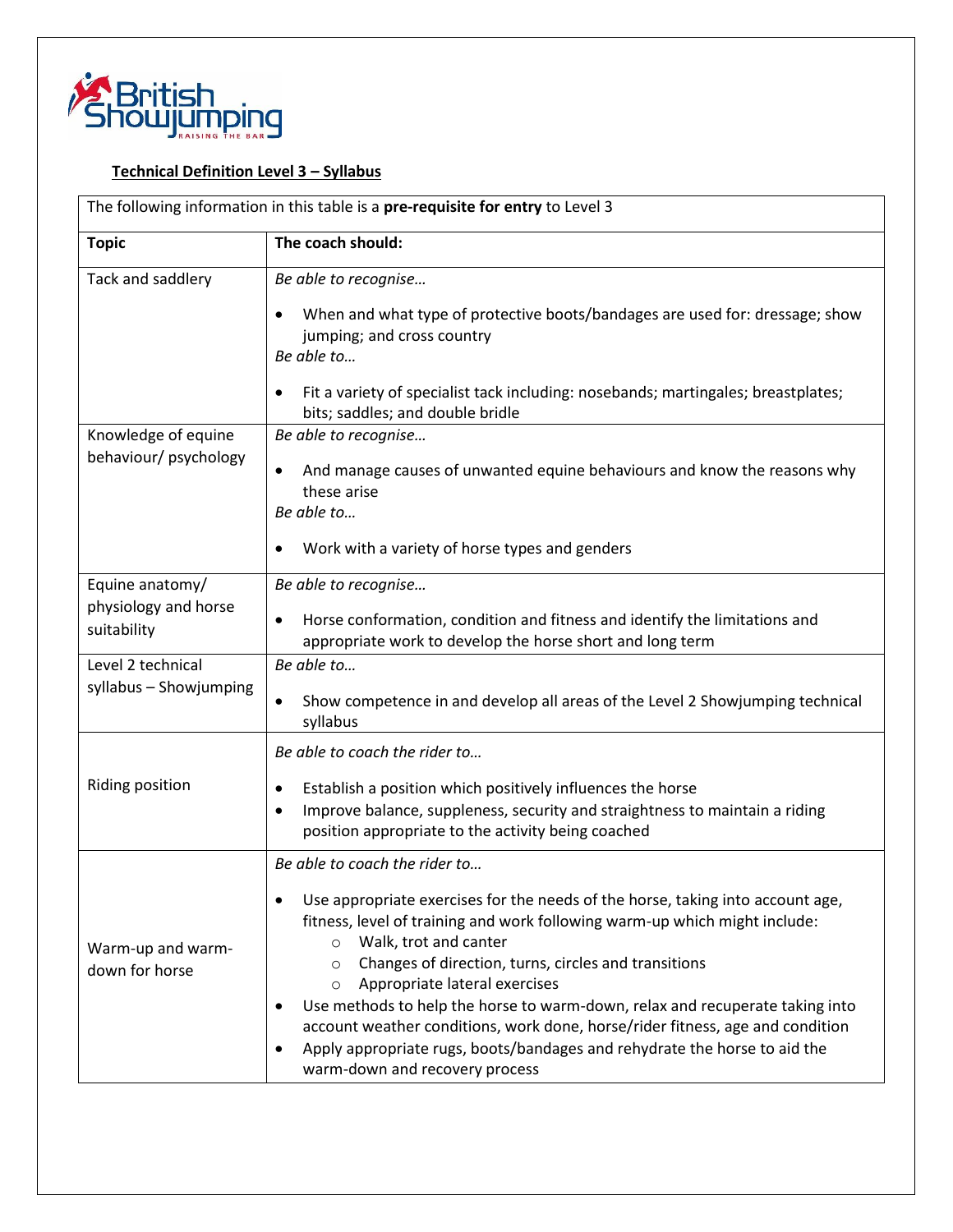**Technical Definition Level 3 – Syllabus**

| The following information in this table is a **pre-requisite for entry** to Level 3 | |
|---|---|
| **Topic** | **The coach should:** |
| Tack and saddlery | *Be able to recognise…*<br>• When and what type of protective boots/bandages are used for: dressage; show jumping; and cross country<br>*Be able to…*<br>• Fit a variety of specialist tack including: nosebands; martingales; breastplates; bits; saddles; and double bridle |
| Knowledge of equine behaviour/ psychology | *Be able to recognise…*<br>• And manage causes of unwanted equine behaviours and know the reasons why these arise<br>*Be able to…*<br>• Work with a variety of horse types and genders |
| Equine anatomy/ physiology and horse suitability | *Be able to recognise…*<br>• Horse conformation, condition and fitness and identify the limitations and appropriate work to develop the horse short and long term |
| Level 2 technical syllabus – Showjumping | *Be able to…*<br>• Show competence in and develop all areas of the Level 2 Showjumping technical syllabus |
| Riding position | *Be able to coach the rider to…*<br>• Establish a position which positively influences the horse<br>• Improve balance, suppleness, security and straightness to maintain a riding position appropriate to the activity being coached |
| Warm-up and warm-down for horse | *Be able to coach the rider to…*<br>• Use appropriate exercises for the needs of the horse, taking into account age, fitness, level of training and work following warm-up which might include:<br>&nbsp;&nbsp;&nbsp;&nbsp;○ Walk, trot and canter<br>&nbsp;&nbsp;&nbsp;&nbsp;○ Changes of direction, turns, circles and transitions<br>&nbsp;&nbsp;&nbsp;&nbsp;○ Appropriate lateral exercises<br>• Use methods to help the horse to warm-down, relax and recuperate taking into account weather conditions, work done, horse/rider fitness, age and condition<br>• Apply appropriate rugs, boots/bandages and rehydrate the horse to aid the warm-down and recovery process |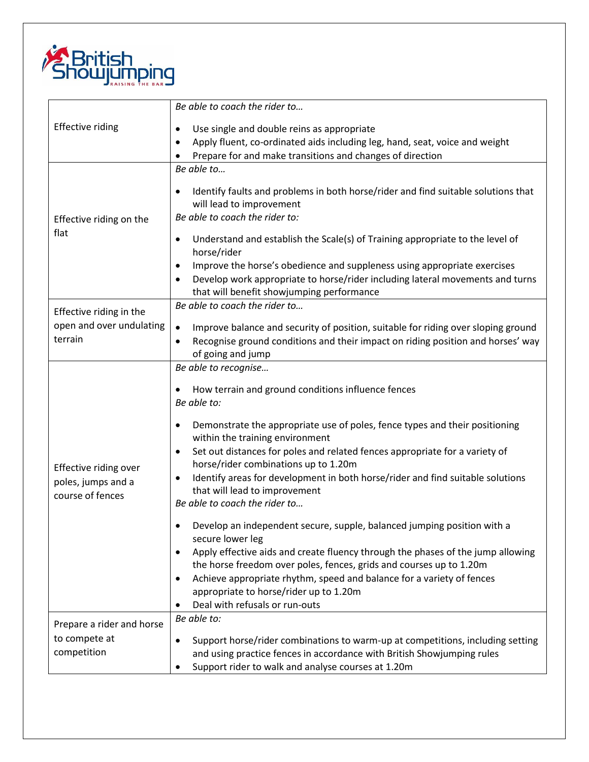| | |
|---|---|
| Effective riding | *Be able to coach the rider to…*<br>• Use single and double reins as appropriate<br>• Apply fluent, co-ordinated aids including leg, hand, seat, voice and weight<br>• Prepare for and make transitions and changes of direction |
| Effective riding on the flat | *Be able to…*<br>• Identify faults and problems in both horse/rider and find suitable solutions that will lead to improvement<br>*Be able to coach the rider to:*<br>• Understand and establish the Scale(s) of Training appropriate to the level of horse/rider<br>• Improve the horse's obedience and suppleness using appropriate exercises<br>• Develop work appropriate to horse/rider including lateral movements and turns that will benefit showjumping performance |
| Effective riding in the open and over undulating terrain | *Be able to coach the rider to…*<br>• Improve balance and security of position, suitable for riding over sloping ground<br>• Recognise ground conditions and their impact on riding position and horses' way of going and jump |
| Effective riding over poles, jumps and a course of fences | *Be able to recognise…*<br>• How terrain and ground conditions influence fences<br>*Be able to:*<br>• Demonstrate the appropriate use of poles, fence types and their positioning within the training environment<br>• Set out distances for poles and related fences appropriate for a variety of horse/rider combinations up to 1.20m<br>• Identify areas for development in both horse/rider and find suitable solutions that will lead to improvement<br>*Be able to coach the rider to…*<br>• Develop an independent secure, supple, balanced jumping position with a secure lower leg<br>• Apply effective aids and create fluency through the phases of the jump allowing the horse freedom over poles, fences, grids and courses up to 1.20m<br>• Achieve appropriate rhythm, speed and balance for a variety of fences appropriate to horse/rider up to 1.20m<br>• Deal with refusals or run-outs |
| Prepare a rider and horse to compete at competition | *Be able to:*<br>• Support horse/rider combinations to warm-up at competitions, including setting and using practice fences in accordance with British Showjumping rules<br>• Support rider to walk and analyse courses at 1.20m |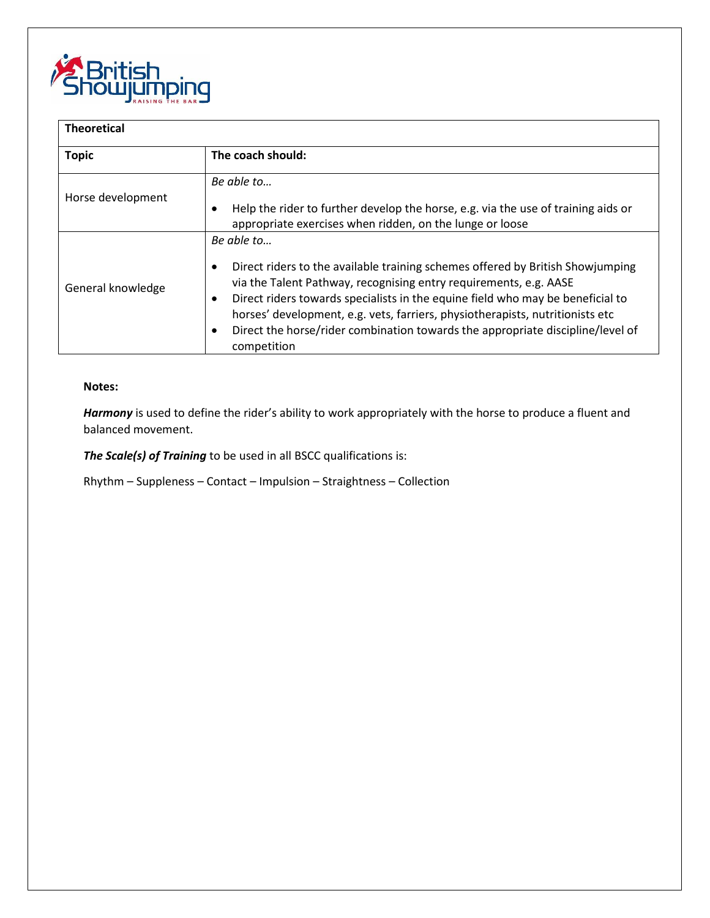| Theoretical | |
|---|---|
| **Topic** | **The coach should:** |
| Horse development | *Be able to…*<br>• Help the rider to further develop the horse, e.g. via the use of training aids or appropriate exercises when ridden, on the lunge or loose |
| General knowledge | *Be able to…*<br>• Direct riders to the available training schemes offered by British Showjumping via the Talent Pathway, recognising entry requirements, e.g. AASE<br>• Direct riders towards specialists in the equine field who may be beneficial to horses' development, e.g. vets, farriers, physiotherapists, nutritionists etc<br>• Direct the horse/rider combination towards the appropriate discipline/level of competition |

**Notes:**

***Harmony*** is used to define the rider's ability to work appropriately with the horse to produce a fluent and balanced movement.

***The Scale(s) of Training*** to be used in all BSCC qualifications is:

Rhythm – Suppleness – Contact – Impulsion – Straightness – Collection